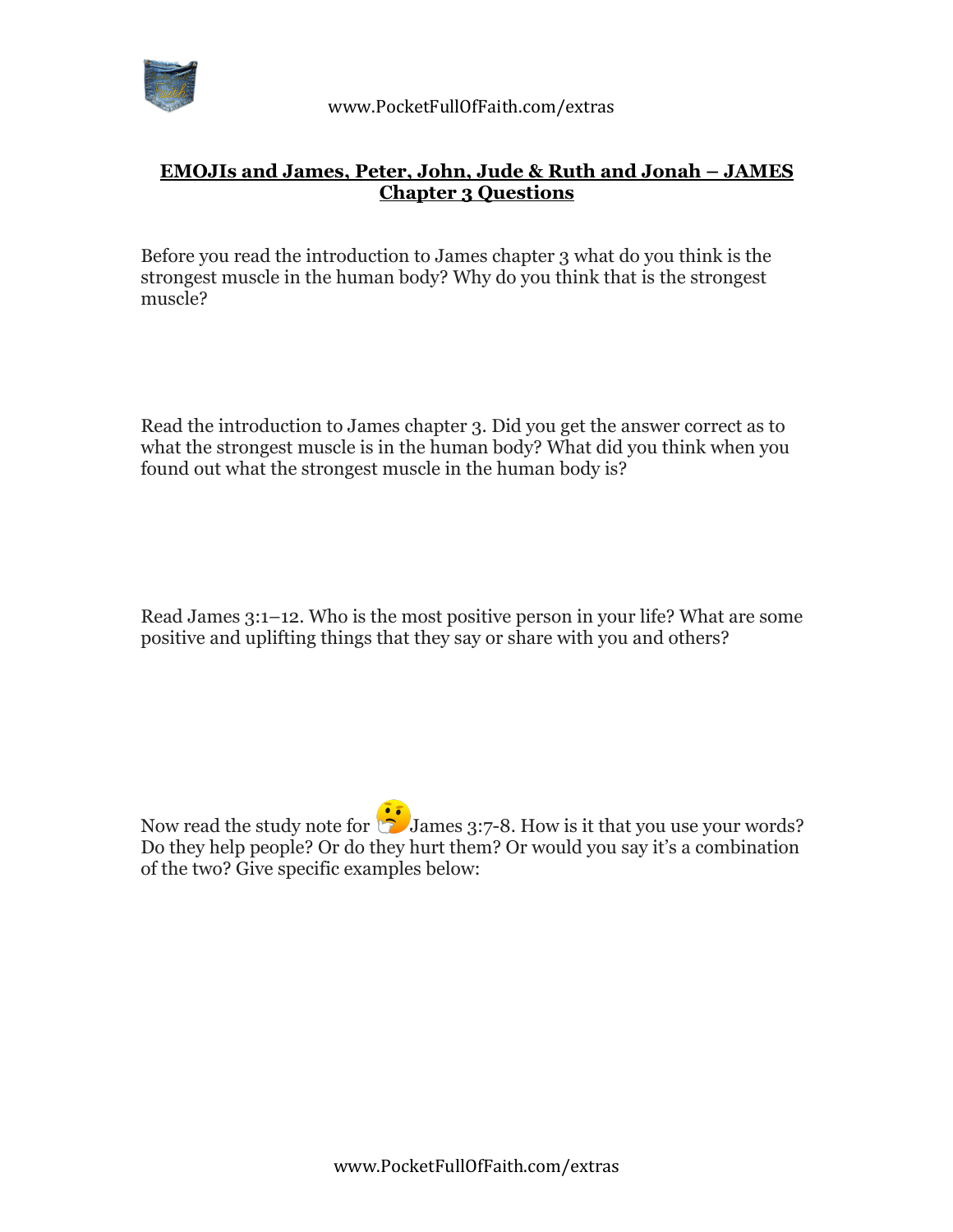# EMOJIs and James, Peter, John, Jude & Ruth and Jonah – JAMES Chapter 3 Questions

Before you read the introduction to James chapter 3 what do you think is the strongest muscle in the human body? Why do you think that is the strongest muscle?

Read the introduction to James chapter 3. Did you get the answer correct as to what the strongest muscle is in the human body? What did you think when you found out what the strongest muscle in the human body is?

Read James 3:1–12. Who is the most positive person in your life? What are some positive and uplifting things that they say or share with you and others?

Now read the study note for 🤔 James 3:7-8. How is it that you use your words? Do they help people? Or do they hurt them? Or would you say it's a combination of the two? Give specific examples below: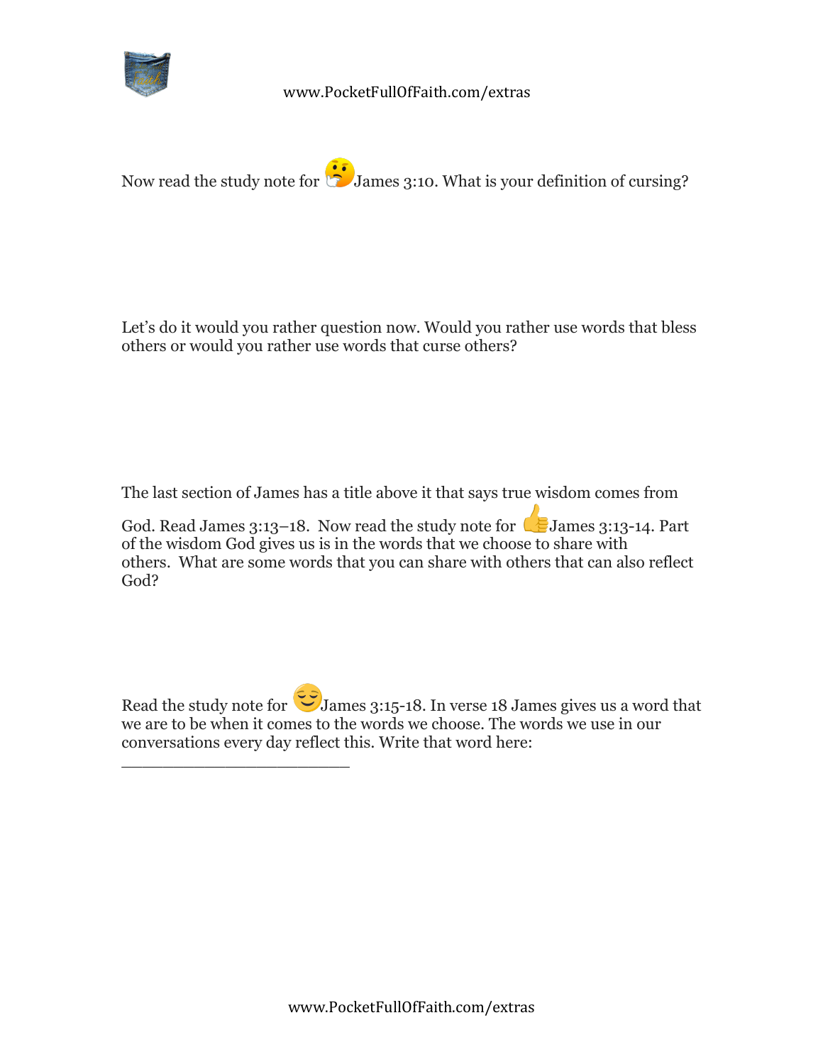Now read the study note for 🤔James 3:10. What is your definition of cursing?

Let's do it would you rather question now. Would you rather use words that bless others or would you rather use words that curse others?

The last section of James has a title above it that says true wisdom comes from God. Read James 3:13–18. Now read the study note for 👍James 3:13-14. Part of the wisdom God gives us is in the words that we choose to share with others. What are some words that you can share with others that can also reflect God?

Read the study note for 😌James 3:15-18. In verse 18 James gives us a word that we are to be when it comes to the words we choose. The words we use in our conversations every day reflect this. Write that word here:

______________________